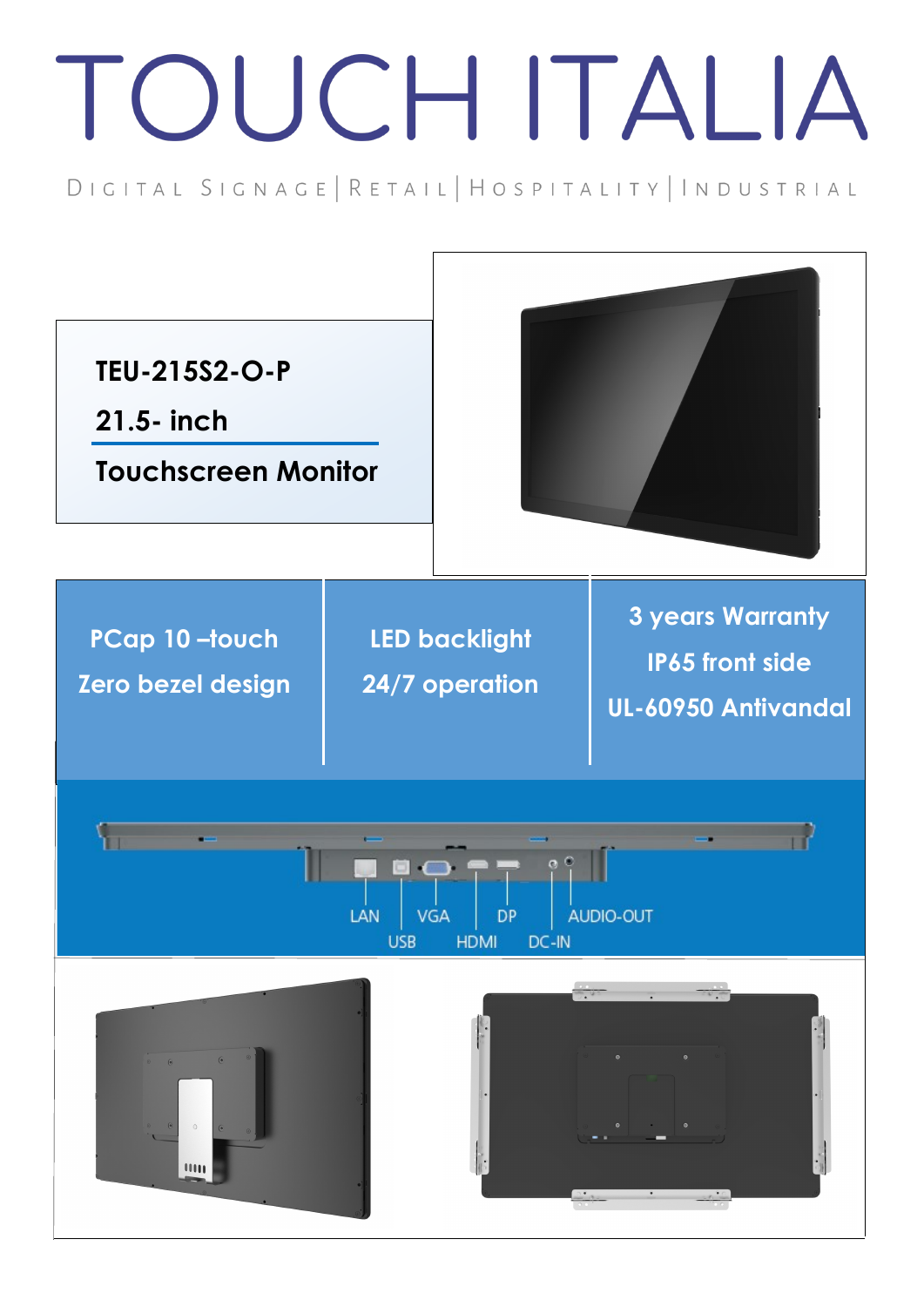# TOUCH ITALIA

DIGITAL SIGNAGE | RETAIL | HOSPITALITY | INDUSTRIAL

## TEU-215S2-O-P

## 21.5- inch

## Touchscreen Monitor

PCap 10 –touch

Zero bezel design

LED backlight

24/7 operation

3 years Warranty

IP65 front side

UL-60950 Antivandal

LAN USB VGA HDMI DP DC-IN AUDIO-OUT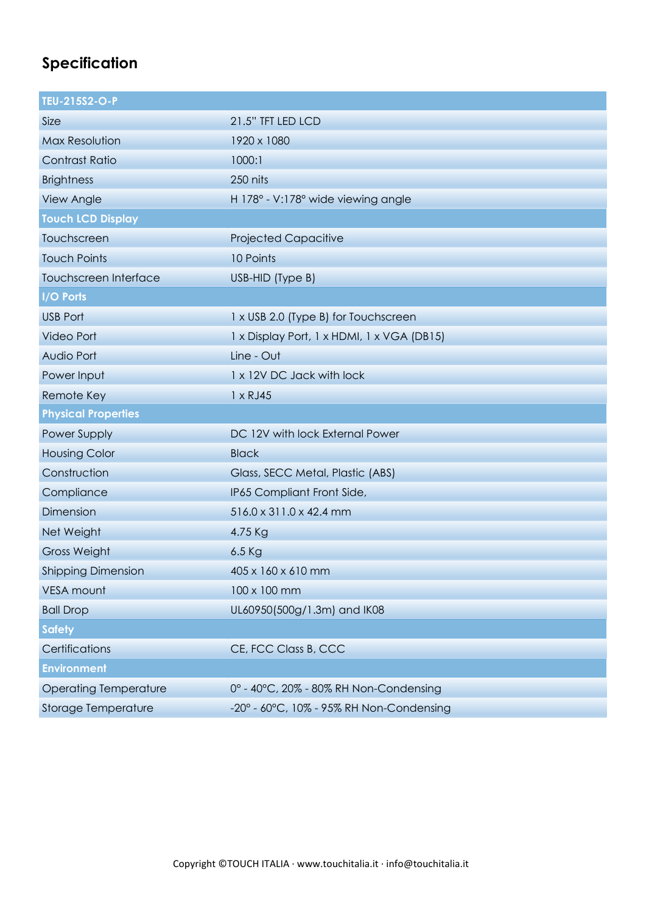## Specification

| TEU-215S2-O-P | |
|---|---|
| Size | 21.5" TFT LED LCD |
| Max Resolution | 1920 x 1080 |
| Contrast Ratio | 1000:1 |
| Brightness | 250 nits |
| View Angle | H 178° - V:178° wide viewing angle |
| **Touch LCD Display** | |
| Touchscreen | Projected Capacitive |
| Touch Points | 10 Points |
| Touchscreen Interface | USB-HID (Type B) |
| **I/O Ports** | |
| USB Port | 1 x USB 2.0 (Type B) for Touchscreen |
| Video Port | 1 x Display Port, 1 x HDMI, 1 x VGA (DB15) |
| Audio Port | Line - Out |
| Power Input | 1 x 12V DC Jack with lock |
| Remote Key | 1 x RJ45 |
| **Physical Properties** | |
| Power Supply | DC 12V with lock External Power |
| Housing Color | Black |
| Construction | Glass, SECC Metal, Plastic (ABS) |
| Compliance | IP65 Compliant Front Side, |
| Dimension | 516.0 x 311.0 x 42.4 mm |
| Net Weight | 4.75 Kg |
| Gross Weight | 6.5 Kg |
| Shipping Dimension | 405 x 160 x 610 mm |
| VESA mount | 100 x 100 mm |
| Ball Drop | UL60950(500g/1.3m) and IK08 |
| **Safety** | |
| Certifications | CE, FCC Class B, CCC |
| **Environment** | |
| Operating Temperature | 0° - 40°C, 20% - 80% RH Non-Condensing |
| Storage Temperature | -20° - 60°C, 10% - 95% RH Non-Condensing |

Copyright ©TOUCH ITALIA · www.touchitalia.it · info@touchitalia.it